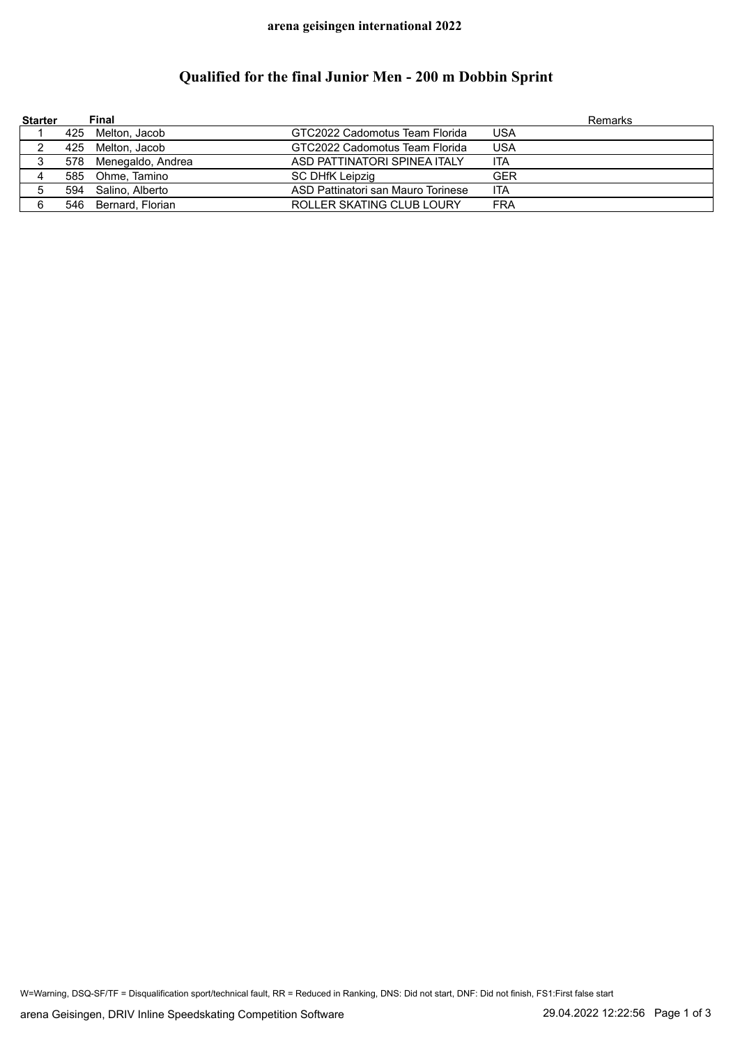**arena geisingen international 2022**

# Qualified for the final Junior Men - 200 m Dobbin Sprint

| Starter | Final | | | | Remarks |
|---|---|---|---|---|---|
| 1 | 425 | Melton, Jacob | GTC2022 Cadomotus Team Florida | USA | |
| 2 | 425 | Melton, Jacob | GTC2022 Cadomotus Team Florida | USA | |
| 3 | 578 | Menegaldo, Andrea | ASD PATTINATORI SPINEA ITALY | ITA | |
| 4 | 585 | Ohme, Tamino | SC DHfK Leipzig | GER | |
| 5 | 594 | Salino, Alberto | ASD Pattinatori san Mauro Torinese | ITA | |
| 6 | 546 | Bernard, Florian | ROLLER SKATING CLUB LOURY | FRA | |

W=Warning, DSQ-SF/TF = Disqualification sport/technical fault, RR = Reduced in Ranking, DNS: Did not start, DNF: Did not finish, FS1:First false start

arena Geisingen, DRIV Inline Speedskating Competition Software 29.04.2022 12:22:56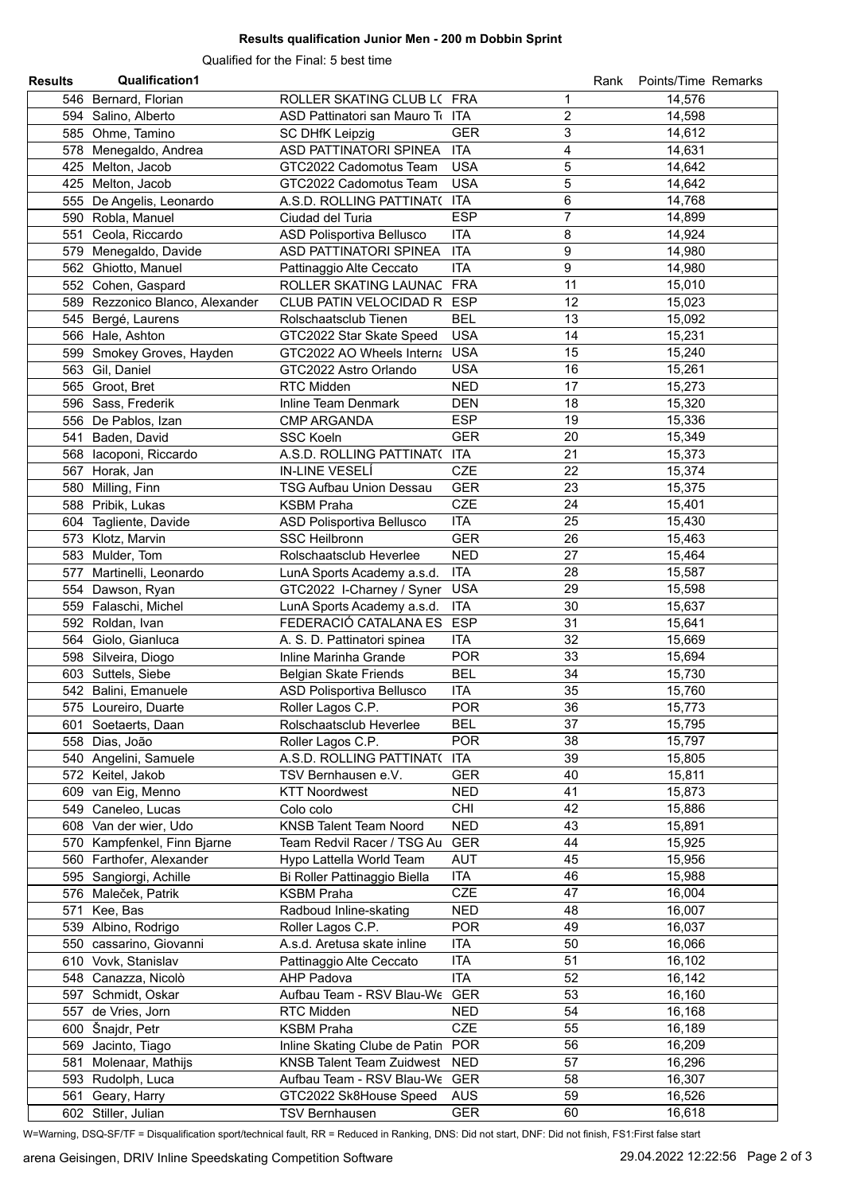# Results qualification Junior Men - 200 m Dobbin Sprint

Qualified for the Final: 5 best time

| Results | Qualification1 | | | Rank | Points/Time | Remarks |
|---|---|---|---|---|---|---|
| 546 | Bernard, Florian | ROLLER SKATING CLUB L( | FRA | 1 | 14,576 | |
| 594 | Salino, Alberto | ASD Pattinatori san Mauro T( | ITA | 2 | 14,598 | |
| 585 | Ohme, Tamino | SC DHfK Leipzig | GER | 3 | 14,612 | |
| 578 | Menegaldo, Andrea | ASD PATTINATORI SPINEA | ITA | 4 | 14,631 | |
| 425 | Melton, Jacob | GTC2022 Cadomotus Team | USA | 5 | 14,642 | |
| 425 | Melton, Jacob | GTC2022 Cadomotus Team | USA | 5 | 14,642 | |
| 555 | De Angelis, Leonardo | A.S.D. ROLLING PATTINAT( | ITA | 6 | 14,768 | |
| 590 | Robla, Manuel | Ciudad del Turia | ESP | 7 | 14,899 | |
| 551 | Ceola, Riccardo | ASD Polisportiva Bellusco | ITA | 8 | 14,924 | |
| 579 | Menegaldo, Davide | ASD PATTINATORI SPINEA | ITA | 9 | 14,980 | |
| 562 | Ghiotto, Manuel | Pattinaggio Alte Ceccato | ITA | 9 | 14,980 | |
| 552 | Cohen, Gaspard | ROLLER SKATING LAUNAC | FRA | 11 | 15,010 | |
| 589 | Rezzonico Blanco, Alexander | CLUB PATIN VELOCIDAD R | ESP | 12 | 15,023 | |
| 545 | Bergé, Laurens | Rolschaatsclub Tienen | BEL | 13 | 15,092 | |
| 566 | Hale, Ashton | GTC2022 Star Skate Speed | USA | 14 | 15,231 | |
| 599 | Smokey Groves, Hayden | GTC2022 AO Wheels Interna | USA | 15 | 15,240 | |
| 563 | Gil, Daniel | GTC2022 Astro Orlando | USA | 16 | 15,261 | |
| 565 | Groot, Bret | RTC Midden | NED | 17 | 15,273 | |
| 596 | Sass, Frederik | Inline Team Denmark | DEN | 18 | 15,320 | |
| 556 | De Pablos, Izan | CMP ARGANDA | ESP | 19 | 15,336 | |
| 541 | Baden, David | SSC Koeln | GER | 20 | 15,349 | |
| 568 | Iacoponi, Riccardo | A.S.D. ROLLING PATTINAT( | ITA | 21 | 15,373 | |
| 567 | Horak, Jan | IN-LINE VESELÍ | CZE | 22 | 15,374 | |
| 580 | Milling, Finn | TSG Aufbau Union Dessau | GER | 23 | 15,375 | |
| 588 | Pribik, Lukas | KSBM Praha | CZE | 24 | 15,401 | |
| 604 | Tagliente, Davide | ASD Polisportiva Bellusco | ITA | 25 | 15,430 | |
| 573 | Klotz, Marvin | SSC Heilbronn | GER | 26 | 15,463 | |
| 583 | Mulder, Tom | Rolschaatsclub Heverlee | NED | 27 | 15,464 | |
| 577 | Martinelli, Leonardo | LunA Sports Academy a.s.d. | ITA | 28 | 15,587 | |
| 554 | Dawson, Ryan | GTC2022 I-Charney / Syner | USA | 29 | 15,598 | |
| 559 | Falaschi, Michel | LunA Sports Academy a.s.d. | ITA | 30 | 15,637 | |
| 592 | Roldan, Ivan | FEDERACIÓ CATALANA ES | ESP | 31 | 15,641 | |
| 564 | Giolo, Gianluca | A. S. D. Pattinatori spinea | ITA | 32 | 15,669 | |
| 598 | Silveira, Diogo | Inline Marinha Grande | POR | 33 | 15,694 | |
| 603 | Suttels, Siebe | Belgian Skate Friends | BEL | 34 | 15,730 | |
| 542 | Balini, Emanuele | ASD Polisportiva Bellusco | ITA | 35 | 15,760 | |
| 575 | Loureiro, Duarte | Roller Lagos C.P. | POR | 36 | 15,773 | |
| 601 | Soetaerts, Daan | Rolschaatsclub Heverlee | BEL | 37 | 15,795 | |
| 558 | Dias, João | Roller Lagos C.P. | POR | 38 | 15,797 | |
| 540 | Angelini, Samuele | A.S.D. ROLLING PATTINAT( | ITA | 39 | 15,805 | |
| 572 | Keitel, Jakob | TSV Bernhausen e.V. | GER | 40 | 15,811 | |
| 609 | van Eig, Menno | KTT Noordwest | NED | 41 | 15,873 | |
| 549 | Caneleo, Lucas | Colo colo | CHI | 42 | 15,886 | |
| 608 | Van der wier, Udo | KNSB Talent Team Noord | NED | 43 | 15,891 | |
| 570 | Kampfenkel, Finn Bjarne | Team Redvil Racer / TSG Au | GER | 44 | 15,925 | |
| 560 | Farthofer, Alexander | Hypo Lattella World Team | AUT | 45 | 15,956 | |
| 595 | Sangiorgi, Achille | Bi Roller Pattinaggio Biella | ITA | 46 | 15,988 | |
| 576 | Maleček, Patrik | KSBM Praha | CZE | 47 | 16,004 | |
| 571 | Kee, Bas | Radboud Inline-skating | NED | 48 | 16,007 | |
| 539 | Albino, Rodrigo | Roller Lagos C.P. | POR | 49 | 16,037 | |
| 550 | cassarino, Giovanni | A.s.d. Aretusa skate inline | ITA | 50 | 16,066 | |
| 610 | Vovk, Stanislav | Pattinaggio Alte Ceccato | ITA | 51 | 16,102 | |
| 548 | Canazza, Nicolò | AHP Padova | ITA | 52 | 16,142 | |
| 597 | Schmidt, Oskar | Aufbau Team - RSV Blau-We | GER | 53 | 16,160 | |
| 557 | de Vries, Jorn | RTC Midden | NED | 54 | 16,168 | |
| 600 | Šnajdr, Petr | KSBM Praha | CZE | 55 | 16,189 | |
| 569 | Jacinto, Tiago | Inline Skating Clube de Patin | POR | 56 | 16,209 | |
| 581 | Molenaar, Mathijs | KNSB Talent Team Zuidwest | NED | 57 | 16,296 | |
| 593 | Rudolph, Luca | Aufbau Team - RSV Blau-We | GER | 58 | 16,307 | |
| 561 | Geary, Harry | GTC2022 Sk8House Speed | AUS | 59 | 16,526 | |
| 602 | Stiller, Julian | TSV Bernhausen | GER | 60 | 16,618 | |

W=Warning, DSQ-SF/TF = Disqualification sport/technical fault, RR = Reduced in Ranking, DNS: Did not start, DNF: Did not finish, FS1:First false start

arena Geisingen, DRIV Inline Speedskating Competition Software 29.04.2022 12:22:56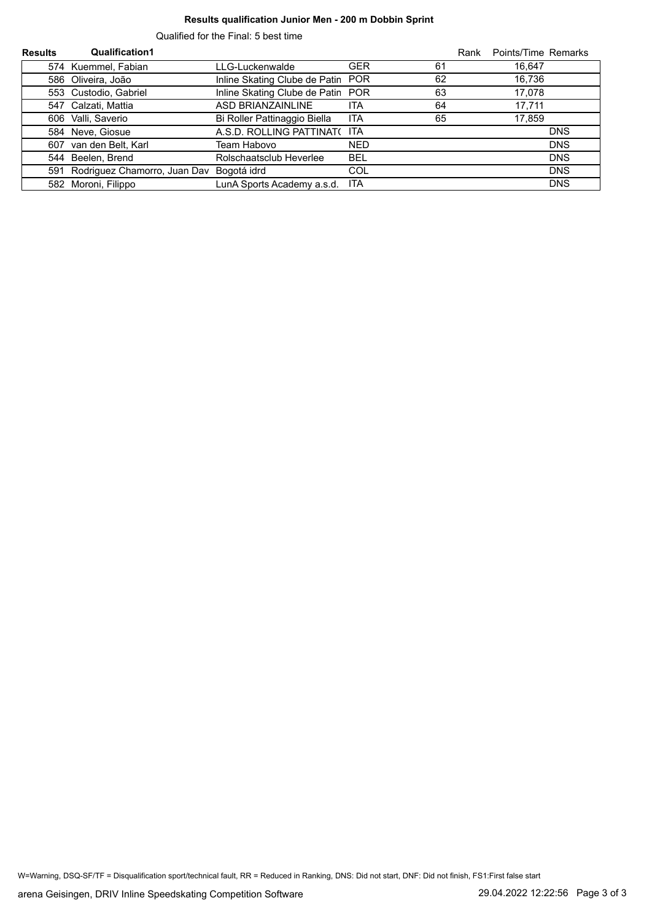**Results qualification Junior Men - 200 m Dobbin Sprint**

Qualified for the Final: 5 best time

| Results | Qualification1 | | | Rank | Points/Time | Remarks |
|---|---|---|---|---|---|---|
| 574 | Kuemmel, Fabian | LLG-Luckenwalde | GER | 61 | 16,647 | |
| 586 | Oliveira, João | Inline Skating Clube de Patin | POR | 62 | 16,736 | |
| 553 | Custodio, Gabriel | Inline Skating Clube de Patin | POR | 63 | 17,078 | |
| 547 | Calzati, Mattia | ASD BRIANZAINLINE | ITA | 64 | 17,711 | |
| 606 | Valli, Saverio | Bi Roller Pattinaggio Biella | ITA | 65 | 17,859 | |
| 584 | Neve, Giosue | A.S.D. ROLLING PATTINAT( | ITA | | | DNS |
| 607 | van den Belt, Karl | Team Habovo | NED | | | DNS |
| 544 | Beelen, Brend | Rolschaatsclub Heverlee | BEL | | | DNS |
| 591 | Rodriguez Chamorro, Juan Dav | Bogotá idrd | COL | | | DNS |
| 582 | Moroni, Filippo | LunA Sports Academy a.s.d. | ITA | | | DNS |

W=Warning, DSQ-SF/TF = Disqualification sport/technical fault, RR = Reduced in Ranking, DNS: Did not start, DNF: Did not finish, FS1:First false start

arena Geisingen, DRIV Inline Speedskating Competition Software 29.04.2022 12:22:56